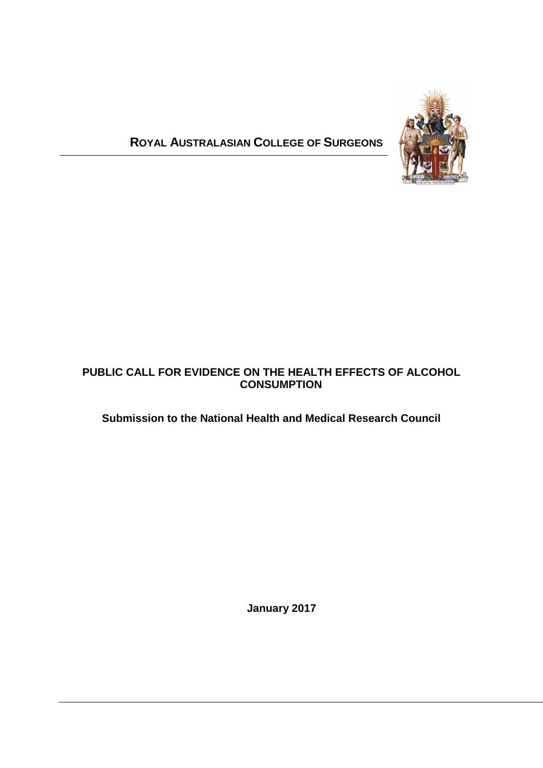**ROYAL AUSTRALASIAN COLLEGE OF SURGEONS**

# PUBLIC CALL FOR EVIDENCE ON THE HEALTH EFFECTS OF ALCOHOL CONSUMPTION

## Submission to the National Health and Medical Research Council

**January 2017**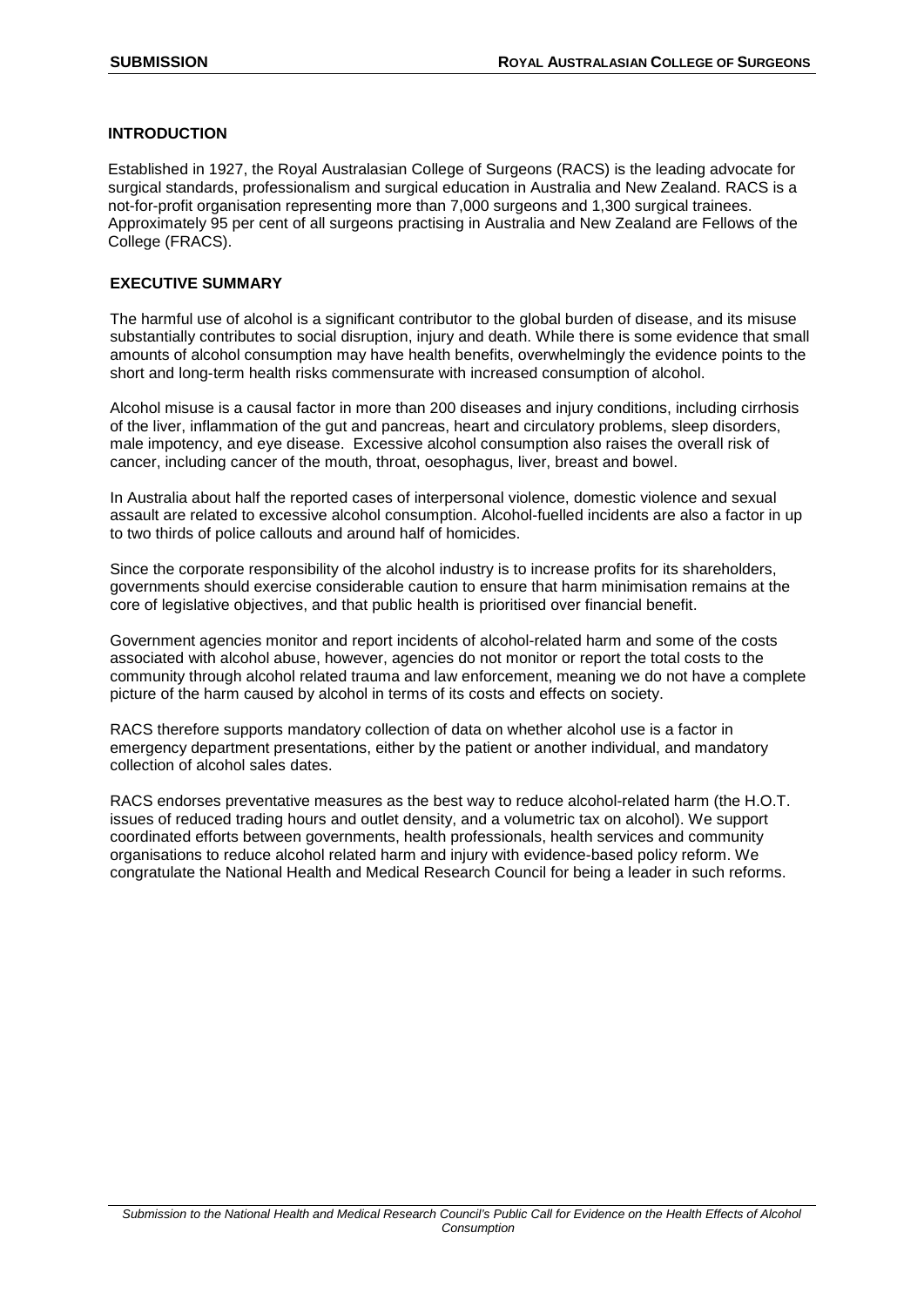## INTRODUCTION

Established in 1927, the Royal Australasian College of Surgeons (RACS) is the leading advocate for surgical standards, professionalism and surgical education in Australia and New Zealand. RACS is a not-for-profit organisation representing more than 7,000 surgeons and 1,300 surgical trainees. Approximately 95 per cent of all surgeons practising in Australia and New Zealand are Fellows of the College (FRACS).

## EXECUTIVE SUMMARY

The harmful use of alcohol is a significant contributor to the global burden of disease, and its misuse substantially contributes to social disruption, injury and death. While there is some evidence that small amounts of alcohol consumption may have health benefits, overwhelmingly the evidence points to the short and long-term health risks commensurate with increased consumption of alcohol.

Alcohol misuse is a causal factor in more than 200 diseases and injury conditions, including cirrhosis of the liver, inflammation of the gut and pancreas, heart and circulatory problems, sleep disorders, male impotency, and eye disease. Excessive alcohol consumption also raises the overall risk of cancer, including cancer of the mouth, throat, oesophagus, liver, breast and bowel.

In Australia about half the reported cases of interpersonal violence, domestic violence and sexual assault are related to excessive alcohol consumption. Alcohol-fuelled incidents are also a factor in up to two thirds of police callouts and around half of homicides.

Since the corporate responsibility of the alcohol industry is to increase profits for its shareholders, governments should exercise considerable caution to ensure that harm minimisation remains at the core of legislative objectives, and that public health is prioritised over financial benefit.

Government agencies monitor and report incidents of alcohol-related harm and some of the costs associated with alcohol abuse, however, agencies do not monitor or report the total costs to the community through alcohol related trauma and law enforcement, meaning we do not have a complete picture of the harm caused by alcohol in terms of its costs and effects on society.

RACS therefore supports mandatory collection of data on whether alcohol use is a factor in emergency department presentations, either by the patient or another individual, and mandatory collection of alcohol sales dates.

RACS endorses preventative measures as the best way to reduce alcohol-related harm (the H.O.T. issues of reduced trading hours and outlet density, and a volumetric tax on alcohol). We support coordinated efforts between governments, health professionals, health services and community organisations to reduce alcohol related harm and injury with evidence-based policy reform. We congratulate the National Health and Medical Research Council for being a leader in such reforms.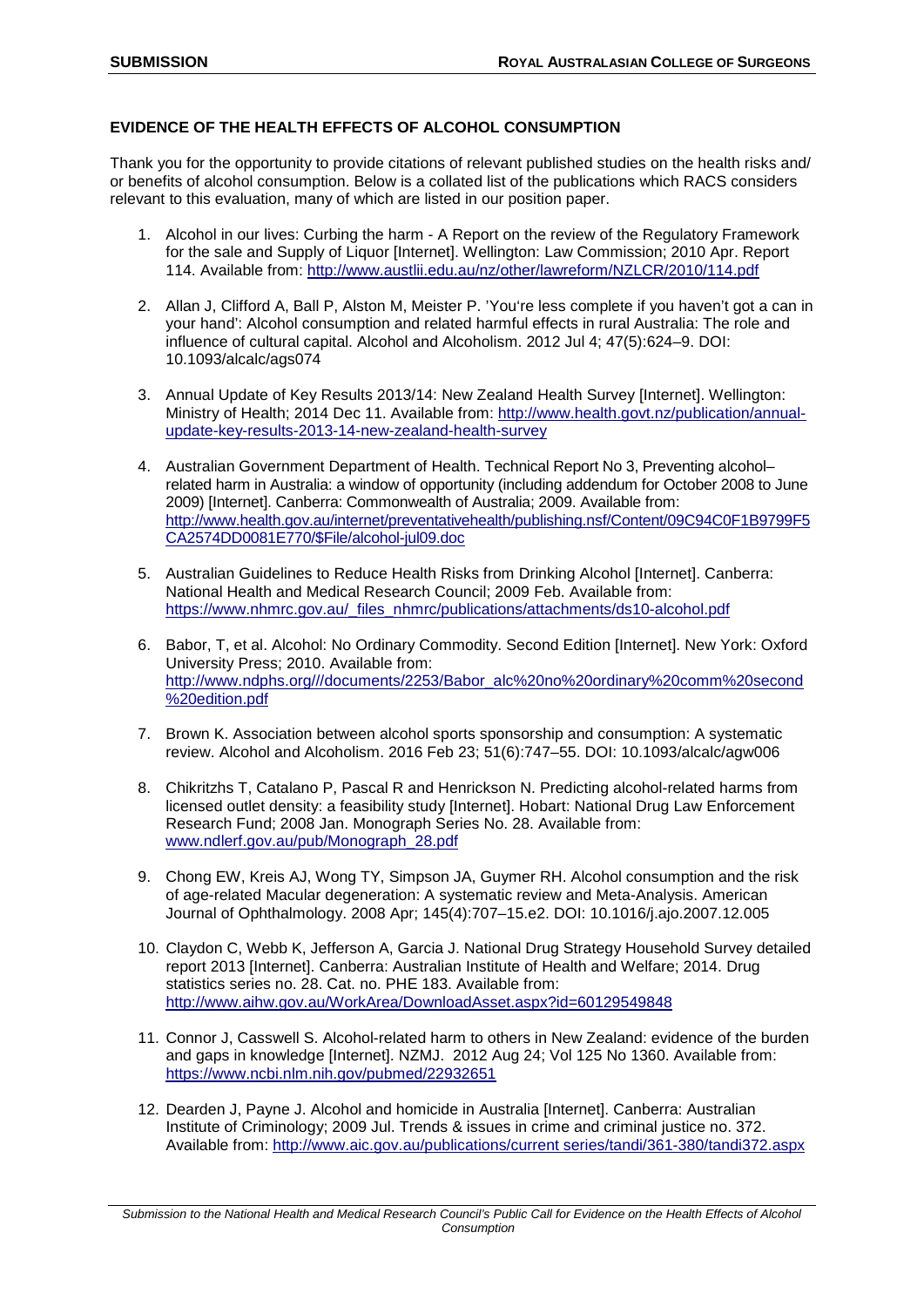## EVIDENCE OF THE HEALTH EFFECTS OF ALCOHOL CONSUMPTION

Thank you for the opportunity to provide citations of relevant published studies on the health risks and/ or benefits of alcohol consumption. Below is a collated list of the publications which RACS considers relevant to this evaluation, many of which are listed in our position paper.

1. Alcohol in our lives: Curbing the harm - A Report on the review of the Regulatory Framework for the sale and Supply of Liquor [Internet]. Wellington: Law Commission; 2010 Apr. Report 114. Available from: http://www.austlii.edu.au/nz/other/lawreform/NZLCR/2010/114.pdf

2. Allan J, Clifford A, Ball P, Alston M, Meister P. 'You're less complete if you haven't got a can in your hand': Alcohol consumption and related harmful effects in rural Australia: The role and influence of cultural capital. Alcohol and Alcoholism. 2012 Jul 4; 47(5):624–9. DOI: 10.1093/alcalc/ags074

3. Annual Update of Key Results 2013/14: New Zealand Health Survey [Internet]. Wellington: Ministry of Health; 2014 Dec 11. Available from: http://www.health.govt.nz/publication/annual-update-key-results-2013-14-new-zealand-health-survey

4. Australian Government Department of Health. Technical Report No 3, Preventing alcohol–related harm in Australia: a window of opportunity (including addendum for October 2008 to June 2009) [Internet]. Canberra: Commonwealth of Australia; 2009. Available from: http://www.health.gov.au/internet/preventativehealth/publishing.nsf/Content/09C94C0F1B9799F5CA2574DD0081E770/$File/alcohol-jul09.doc

5. Australian Guidelines to Reduce Health Risks from Drinking Alcohol [Internet]. Canberra: National Health and Medical Research Council; 2009 Feb. Available from: https://www.nhmrc.gov.au/_files_nhmrc/publications/attachments/ds10-alcohol.pdf

6. Babor, T, et al. Alcohol: No Ordinary Commodity. Second Edition [Internet]. New York: Oxford University Press; 2010. Available from: http://www.ndphs.org///documents/2253/Babor_alc%20no%20ordinary%20comm%20second%20edition.pdf

7. Brown K. Association between alcohol sports sponsorship and consumption: A systematic review. Alcohol and Alcoholism. 2016 Feb 23; 51(6):747–55. DOI: 10.1093/alcalc/agw006

8. Chikritzhs T, Catalano P, Pascal R and Henrickson N. Predicting alcohol-related harms from licensed outlet density: a feasibility study [Internet]. Hobart: National Drug Law Enforcement Research Fund; 2008 Jan. Monograph Series No. 28. Available from: www.ndlerf.gov.au/pub/Monograph_28.pdf

9. Chong EW, Kreis AJ, Wong TY, Simpson JA, Guymer RH. Alcohol consumption and the risk of age-related Macular degeneration: A systematic review and Meta-Analysis. American Journal of Ophthalmology. 2008 Apr; 145(4):707–15.e2. DOI: 10.1016/j.ajo.2007.12.005

10. Claydon C, Webb K, Jefferson A, Garcia J. National Drug Strategy Household Survey detailed report 2013 [Internet]. Canberra: Australian Institute of Health and Welfare; 2014. Drug statistics series no. 28. Cat. no. PHE 183. Available from: http://www.aihw.gov.au/WorkArea/DownloadAsset.aspx?id=60129549848

11. Connor J, Casswell S. Alcohol-related harm to others in New Zealand: evidence of the burden and gaps in knowledge [Internet]. NZMJ. 2012 Aug 24; Vol 125 No 1360. Available from: https://www.ncbi.nlm.nih.gov/pubmed/22932651

12. Dearden J, Payne J. Alcohol and homicide in Australia [Internet]. Canberra: Australian Institute of Criminology; 2009 Jul. Trends & issues in crime and criminal justice no. 372. Available from: http://www.aic.gov.au/publications/current series/tandi/361-380/tandi372.aspx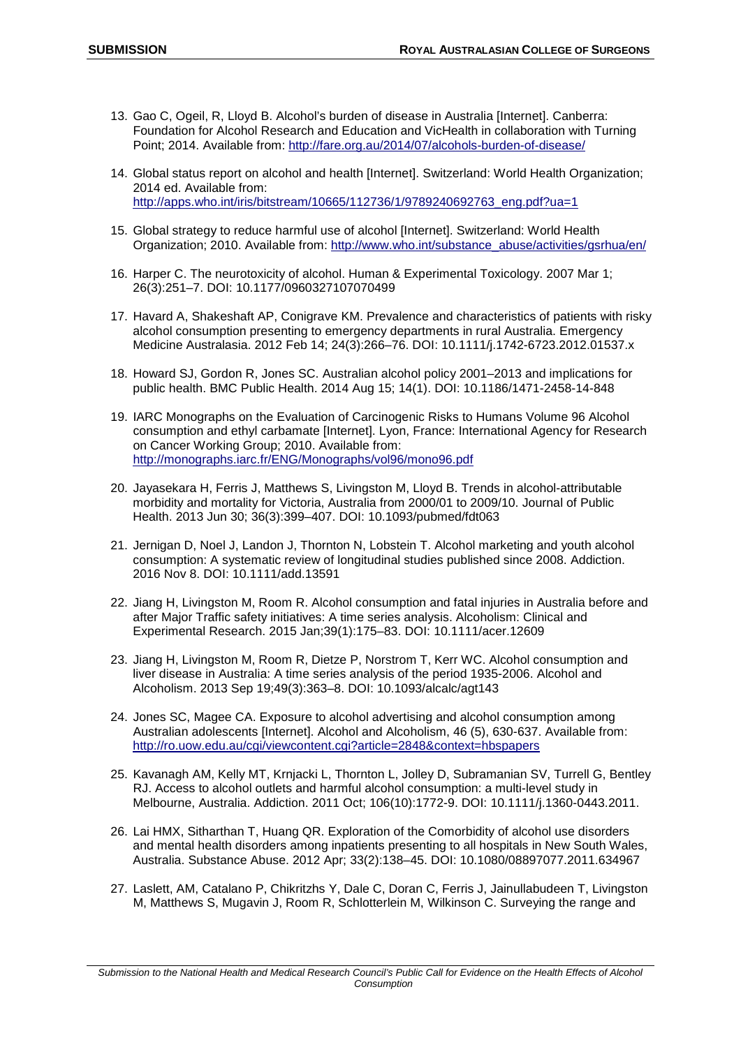13. Gao C, Ogeil, R, Lloyd B. Alcohol's burden of disease in Australia [Internet]. Canberra: Foundation for Alcohol Research and Education and VicHealth in collaboration with Turning Point; 2014. Available from: http://fare.org.au/2014/07/alcohols-burden-of-disease/

14. Global status report on alcohol and health [Internet]. Switzerland: World Health Organization; 2014 ed. Available from: http://apps.who.int/iris/bitstream/10665/112736/1/9789240692763_eng.pdf?ua=1

15. Global strategy to reduce harmful use of alcohol [Internet]. Switzerland: World Health Organization; 2010. Available from: http://www.who.int/substance_abuse/activities/gsrhua/en/

16. Harper C. The neurotoxicity of alcohol. Human & Experimental Toxicology. 2007 Mar 1; 26(3):251–7. DOI: 10.1177/0960327107070499

17. Havard A, Shakeshaft AP, Conigrave KM. Prevalence and characteristics of patients with risky alcohol consumption presenting to emergency departments in rural Australia. Emergency Medicine Australasia. 2012 Feb 14; 24(3):266–76. DOI: 10.1111/j.1742-6723.2012.01537.x

18. Howard SJ, Gordon R, Jones SC. Australian alcohol policy 2001–2013 and implications for public health. BMC Public Health. 2014 Aug 15; 14(1). DOI: 10.1186/1471-2458-14-848

19. IARC Monographs on the Evaluation of Carcinogenic Risks to Humans Volume 96 Alcohol consumption and ethyl carbamate [Internet]. Lyon, France: International Agency for Research on Cancer Working Group; 2010. Available from: http://monographs.iarc.fr/ENG/Monographs/vol96/mono96.pdf

20. Jayasekara H, Ferris J, Matthews S, Livingston M, Lloyd B. Trends in alcohol-attributable morbidity and mortality for Victoria, Australia from 2000/01 to 2009/10. Journal of Public Health. 2013 Jun 30; 36(3):399–407. DOI: 10.1093/pubmed/fdt063

21. Jernigan D, Noel J, Landon J, Thornton N, Lobstein T. Alcohol marketing and youth alcohol consumption: A systematic review of longitudinal studies published since 2008. Addiction. 2016 Nov 8. DOI: 10.1111/add.13591

22. Jiang H, Livingston M, Room R. Alcohol consumption and fatal injuries in Australia before and after Major Traffic safety initiatives: A time series analysis. Alcoholism: Clinical and Experimental Research. 2015 Jan;39(1):175–83. DOI: 10.1111/acer.12609

23. Jiang H, Livingston M, Room R, Dietze P, Norstrom T, Kerr WC. Alcohol consumption and liver disease in Australia: A time series analysis of the period 1935-2006. Alcohol and Alcoholism. 2013 Sep 19;49(3):363–8. DOI: 10.1093/alcalc/agt143

24. Jones SC, Magee CA. Exposure to alcohol advertising and alcohol consumption among Australian adolescents [Internet]. Alcohol and Alcoholism, 46 (5), 630-637. Available from: http://ro.uow.edu.au/cgi/viewcontent.cgi?article=2848&context=hbspapers

25. Kavanagh AM, Kelly MT, Krnjacki L, Thornton L, Jolley D, Subramanian SV, Turrell G, Bentley RJ. Access to alcohol outlets and harmful alcohol consumption: a multi-level study in Melbourne, Australia. Addiction. 2011 Oct; 106(10):1772-9. DOI: 10.1111/j.1360-0443.2011.

26. Lai HMX, Sitharthan T, Huang QR. Exploration of the Comorbidity of alcohol use disorders and mental health disorders among inpatients presenting to all hospitals in New South Wales, Australia. Substance Abuse. 2012 Apr; 33(2):138–45. DOI: 10.1080/08897077.2011.634967

27. Laslett, AM, Catalano P, Chikritzhs Y, Dale C, Doran C, Ferris J, Jainullabudeen T, Livingston M, Matthews S, Mugavin J, Room R, Schlotterlein M, Wilkinson C. Surveying the range and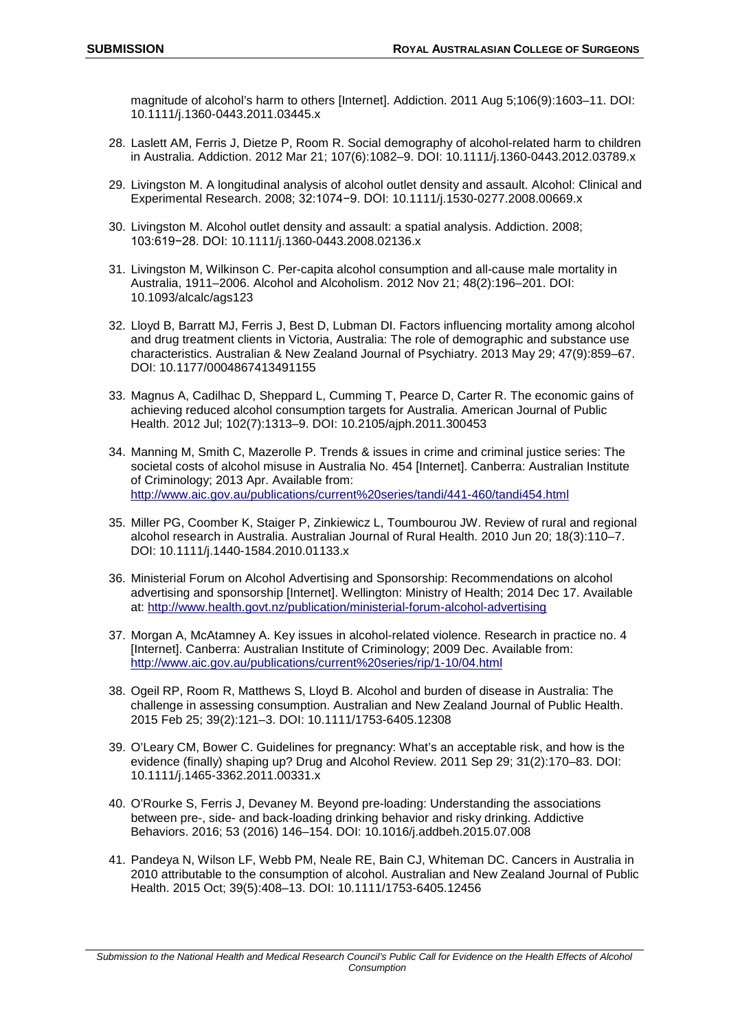magnitude of alcohol's harm to others [Internet]. Addiction. 2011 Aug 5;106(9):1603–11. DOI: 10.1111/j.1360-0443.2011.03445.x

28. Laslett AM, Ferris J, Dietze P, Room R. Social demography of alcohol-related harm to children in Australia. Addiction. 2012 Mar 21; 107(6):1082–9. DOI: 10.1111/j.1360-0443.2012.03789.x

29. Livingston M. A longitudinal analysis of alcohol outlet density and assault. Alcohol: Clinical and Experimental Research. 2008; 32:1074−9. DOI: 10.1111/j.1530-0277.2008.00669.x

30. Livingston M. Alcohol outlet density and assault: a spatial analysis. Addiction. 2008; 103:619−28. DOI: 10.1111/j.1360-0443.2008.02136.x

31. Livingston M, Wilkinson C. Per-capita alcohol consumption and all-cause male mortality in Australia, 1911–2006. Alcohol and Alcoholism. 2012 Nov 21; 48(2):196–201. DOI: 10.1093/alcalc/ags123

32. Lloyd B, Barratt MJ, Ferris J, Best D, Lubman DI. Factors influencing mortality among alcohol and drug treatment clients in Victoria, Australia: The role of demographic and substance use characteristics. Australian & New Zealand Journal of Psychiatry. 2013 May 29; 47(9):859–67. DOI: 10.1177/0004867413491155

33. Magnus A, Cadilhac D, Sheppard L, Cumming T, Pearce D, Carter R. The economic gains of achieving reduced alcohol consumption targets for Australia. American Journal of Public Health. 2012 Jul; 102(7):1313–9. DOI: 10.2105/ajph.2011.300453

34. Manning M, Smith C, Mazerolle P. Trends & issues in crime and criminal justice series: The societal costs of alcohol misuse in Australia No. 454 [Internet]. Canberra: Australian Institute of Criminology; 2013 Apr. Available from: http://www.aic.gov.au/publications/current%20series/tandi/441-460/tandi454.html

35. Miller PG, Coomber K, Staiger P, Zinkiewicz L, Toumbourou JW. Review of rural and regional alcohol research in Australia. Australian Journal of Rural Health. 2010 Jun 20; 18(3):110–7. DOI: 10.1111/j.1440-1584.2010.01133.x

36. Ministerial Forum on Alcohol Advertising and Sponsorship: Recommendations on alcohol advertising and sponsorship [Internet]. Wellington: Ministry of Health; 2014 Dec 17. Available at: http://www.health.govt.nz/publication/ministerial-forum-alcohol-advertising

37. Morgan A, McAtamney A. Key issues in alcohol-related violence. Research in practice no. 4 [Internet]. Canberra: Australian Institute of Criminology; 2009 Dec. Available from: http://www.aic.gov.au/publications/current%20series/rip/1-10/04.html

38. Ogeil RP, Room R, Matthews S, Lloyd B. Alcohol and burden of disease in Australia: The challenge in assessing consumption. Australian and New Zealand Journal of Public Health. 2015 Feb 25; 39(2):121–3. DOI: 10.1111/1753-6405.12308

39. O'Leary CM, Bower C. Guidelines for pregnancy: What's an acceptable risk, and how is the evidence (finally) shaping up? Drug and Alcohol Review. 2011 Sep 29; 31(2):170–83. DOI: 10.1111/j.1465-3362.2011.00331.x

40. O'Rourke S, Ferris J, Devaney M. Beyond pre-loading: Understanding the associations between pre-, side- and back-loading drinking behavior and risky drinking. Addictive Behaviors. 2016; 53 (2016) 146–154. DOI: 10.1016/j.addbeh.2015.07.008

41. Pandeya N, Wilson LF, Webb PM, Neale RE, Bain CJ, Whiteman DC. Cancers in Australia in 2010 attributable to the consumption of alcohol. Australian and New Zealand Journal of Public Health. 2015 Oct; 39(5):408–13. DOI: 10.1111/1753-6405.12456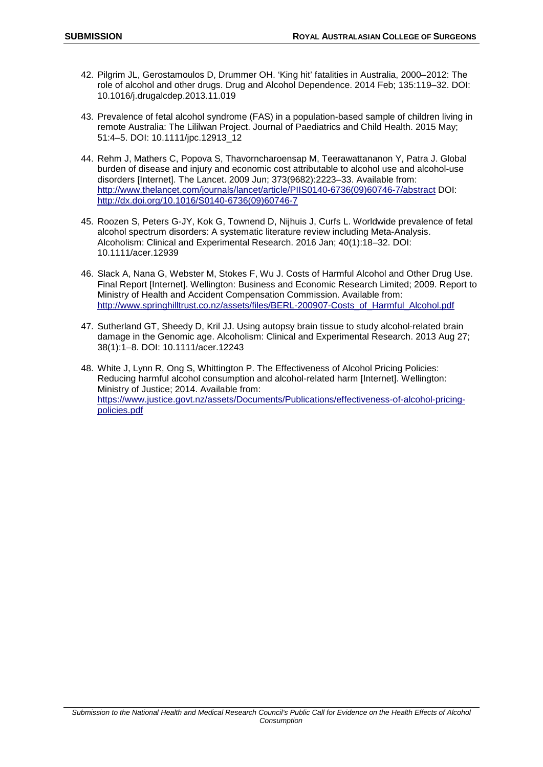42. Pilgrim JL, Gerostamoulos D, Drummer OH. 'King hit' fatalities in Australia, 2000–2012: The role of alcohol and other drugs. Drug and Alcohol Dependence. 2014 Feb; 135:119–32. DOI: 10.1016/j.drugalcdep.2013.11.019

43. Prevalence of fetal alcohol syndrome (FAS) in a population-based sample of children living in remote Australia: The Lililwan Project. Journal of Paediatrics and Child Health. 2015 May; 51:4–5. DOI: 10.1111/jpc.12913_12

44. Rehm J, Mathers C, Popova S, Thavorncharoensap M, Teerawattananon Y, Patra J. Global burden of disease and injury and economic cost attributable to alcohol use and alcohol-use disorders [Internet]. The Lancet. 2009 Jun; 373(9682):2223–33. Available from: http://www.thelancet.com/journals/lancet/article/PIIS0140-6736(09)60746-7/abstract DOI: http://dx.doi.org/10.1016/S0140-6736(09)60746-7

45. Roozen S, Peters G-JY, Kok G, Townend D, Nijhuis J, Curfs L. Worldwide prevalence of fetal alcohol spectrum disorders: A systematic literature review including Meta-Analysis. Alcoholism: Clinical and Experimental Research. 2016 Jan; 40(1):18–32. DOI: 10.1111/acer.12939

46. Slack A, Nana G, Webster M, Stokes F, Wu J. Costs of Harmful Alcohol and Other Drug Use. Final Report [Internet]. Wellington: Business and Economic Research Limited; 2009. Report to Ministry of Health and Accident Compensation Commission. Available from: http://www.springhilltrust.co.nz/assets/files/BERL-200907-Costs_of_Harmful_Alcohol.pdf

47. Sutherland GT, Sheedy D, Kril JJ. Using autopsy brain tissue to study alcohol-related brain damage in the Genomic age. Alcoholism: Clinical and Experimental Research. 2013 Aug 27; 38(1):1–8. DOI: 10.1111/acer.12243

48. White J, Lynn R, Ong S, Whittington P. The Effectiveness of Alcohol Pricing Policies: Reducing harmful alcohol consumption and alcohol-related harm [Internet]. Wellington: Ministry of Justice; 2014. Available from: https://www.justice.govt.nz/assets/Documents/Publications/effectiveness-of-alcohol-pricing-policies.pdf